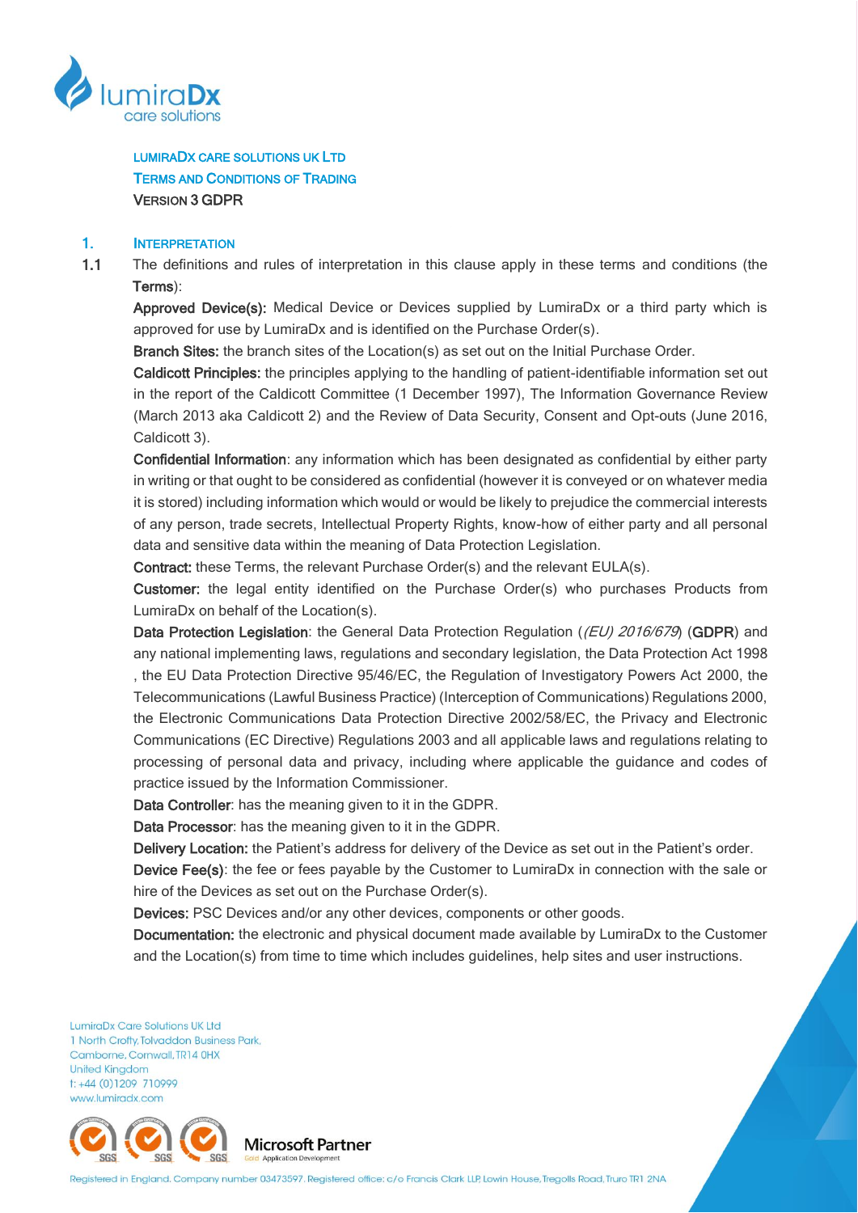# LUMIRADX CARE SOLUTIONS UK LTD
## TERMS AND CONDITIONS OF TRADING
**VERSION 3 GDPR**

## 1. INTERPRETATION

1.1 The definitions and rules of interpretation in this clause apply in these terms and conditions (the **Terms**):

**Approved Device(s):** Medical Device or Devices supplied by LumiraDx or a third party which is approved for use by LumiraDx and is identified on the Purchase Order(s).

**Branch Sites:** the branch sites of the Location(s) as set out on the Initial Purchase Order.

**Caldicott Principles:** the principles applying to the handling of patient-identifiable information set out in the report of the Caldicott Committee (1 December 1997), The Information Governance Review (March 2013 aka Caldicott 2) and the Review of Data Security, Consent and Opt-outs (June 2016, Caldicott 3).

**Confidential Information**: any information which has been designated as confidential by either party in writing or that ought to be considered as confidential (however it is conveyed or on whatever media it is stored) including information which would or would be likely to prejudice the commercial interests of any person, trade secrets, Intellectual Property Rights, know-how of either party and all personal data and sensitive data within the meaning of Data Protection Legislation.

**Contract:** these Terms, the relevant Purchase Order(s) and the relevant EULA(s).

**Customer:** the legal entity identified on the Purchase Order(s) who purchases Products from LumiraDx on behalf of the Location(s).

**Data Protection Legislation**: the General Data Protection Regulation (*(EU) 2016/679*) (**GDPR**) and any national implementing laws, regulations and secondary legislation, the Data Protection Act 1998 , the EU Data Protection Directive 95/46/EC, the Regulation of Investigatory Powers Act 2000, the Telecommunications (Lawful Business Practice) (Interception of Communications) Regulations 2000, the Electronic Communications Data Protection Directive 2002/58/EC, the Privacy and Electronic Communications (EC Directive) Regulations 2003 and all applicable laws and regulations relating to processing of personal data and privacy, including where applicable the guidance and codes of practice issued by the Information Commissioner.

**Data Controller**: has the meaning given to it in the GDPR.

**Data Processor**: has the meaning given to it in the GDPR.

**Delivery Location:** the Patient's address for delivery of the Device as set out in the Patient's order.

**Device Fee(s)**: the fee or fees payable by the Customer to LumiraDx in connection with the sale or hire of the Devices as set out on the Purchase Order(s).

**Devices:** PSC Devices and/or any other devices, components or other goods.

**Documentation:** the electronic and physical document made available by LumiraDx to the Customer and the Location(s) from time to time which includes guidelines, help sites and user instructions.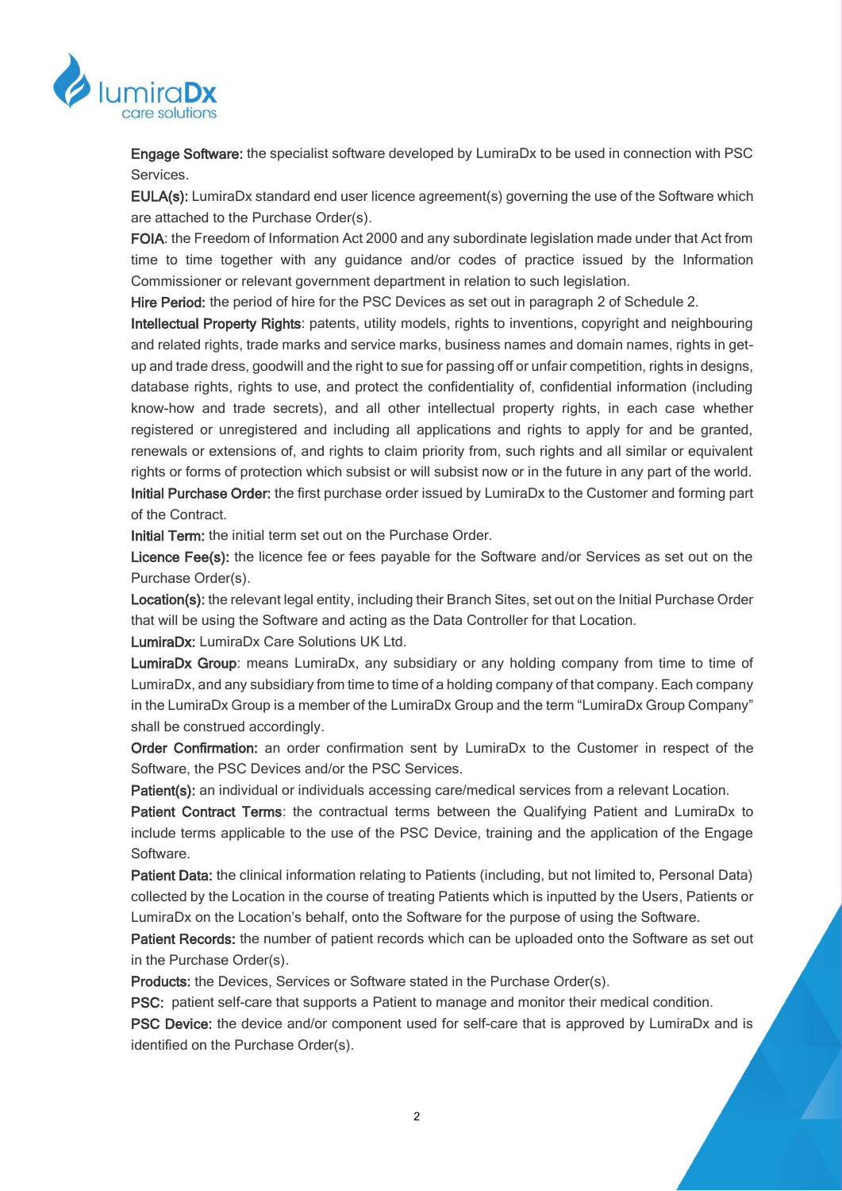**Engage Software:** the specialist software developed by LumiraDx to be used in connection with PSC Services.

**EULA(s):** LumiraDx standard end user licence agreement(s) governing the use of the Software which are attached to the Purchase Order(s).

**FOIA**: the Freedom of Information Act 2000 and any subordinate legislation made under that Act from time to time together with any guidance and/or codes of practice issued by the Information Commissioner or relevant government department in relation to such legislation.

**Hire Period:** the period of hire for the PSC Devices as set out in paragraph 2 of Schedule 2.

**Intellectual Property Rights**: patents, utility models, rights to inventions, copyright and neighbouring and related rights, trade marks and service marks, business names and domain names, rights in get-up and trade dress, goodwill and the right to sue for passing off or unfair competition, rights in designs, database rights, rights to use, and protect the confidentiality of, confidential information (including know-how and trade secrets), and all other intellectual property rights, in each case whether registered or unregistered and including all applications and rights to apply for and be granted, renewals or extensions of, and rights to claim priority from, such rights and all similar or equivalent rights or forms of protection which subsist or will subsist now or in the future in any part of the world.

**Initial Purchase Order:** the first purchase order issued by LumiraDx to the Customer and forming part of the Contract.

**Initial Term:** the initial term set out on the Purchase Order.

**Licence Fee(s):** the licence fee or fees payable for the Software and/or Services as set out on the Purchase Order(s).

**Location(s):** the relevant legal entity, including their Branch Sites, set out on the Initial Purchase Order that will be using the Software and acting as the Data Controller for that Location.

**LumiraDx:** LumiraDx Care Solutions UK Ltd.

**LumiraDx Group**: means LumiraDx, any subsidiary or any holding company from time to time of LumiraDx, and any subsidiary from time to time of a holding company of that company. Each company in the LumiraDx Group is a member of the LumiraDx Group and the term "LumiraDx Group Company" shall be construed accordingly.

**Order Confirmation:** an order confirmation sent by LumiraDx to the Customer in respect of the Software, the PSC Devices and/or the PSC Services.

**Patient(s):** an individual or individuals accessing care/medical services from a relevant Location.

**Patient Contract Terms**: the contractual terms between the Qualifying Patient and LumiraDx to include terms applicable to the use of the PSC Device, training and the application of the Engage Software.

**Patient Data:** the clinical information relating to Patients (including, but not limited to, Personal Data) collected by the Location in the course of treating Patients which is inputted by the Users, Patients or LumiraDx on the Location's behalf, onto the Software for the purpose of using the Software.

**Patient Records:** the number of patient records which can be uploaded onto the Software as set out in the Purchase Order(s).

**Products:** the Devices, Services or Software stated in the Purchase Order(s).

**PSC:** patient self-care that supports a Patient to manage and monitor their medical condition.

**PSC Device:** the device and/or component used for self-care that is approved by LumiraDx and is identified on the Purchase Order(s).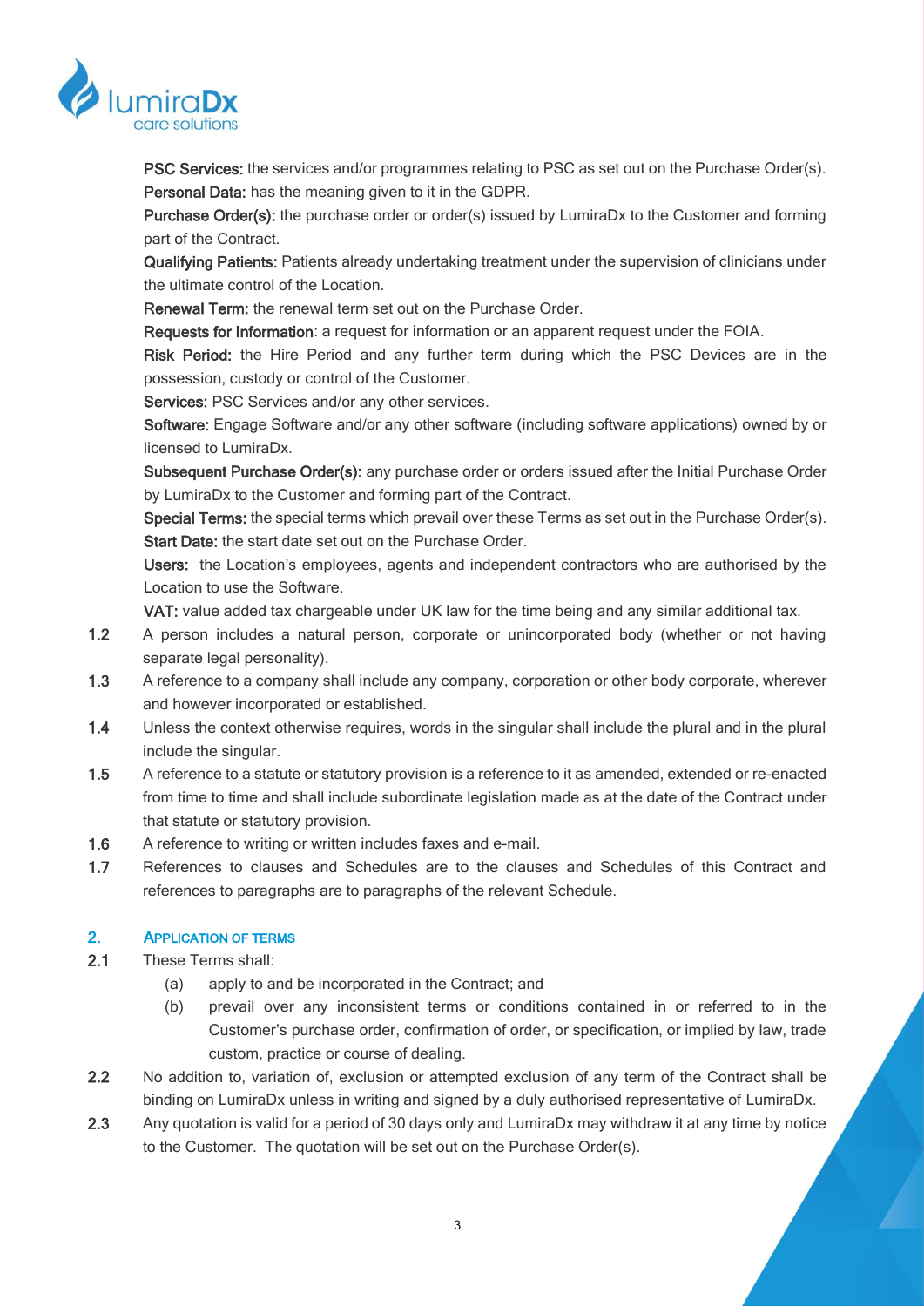**PSC Services:** the services and/or programmes relating to PSC as set out on the Purchase Order(s).

**Personal Data:** has the meaning given to it in the GDPR.

**Purchase Order(s):** the purchase order or order(s) issued by LumiraDx to the Customer and forming part of the Contract.

**Qualifying Patients:** Patients already undertaking treatment under the supervision of clinicians under the ultimate control of the Location.

**Renewal Term:** the renewal term set out on the Purchase Order.

**Requests for Information**: a request for information or an apparent request under the FOIA.

**Risk Period:** the Hire Period and any further term during which the PSC Devices are in the possession, custody or control of the Customer.

**Services:** PSC Services and/or any other services.

**Software:** Engage Software and/or any other software (including software applications) owned by or licensed to LumiraDx.

**Subsequent Purchase Order(s):** any purchase order or orders issued after the Initial Purchase Order by LumiraDx to the Customer and forming part of the Contract.

**Special Terms:** the special terms which prevail over these Terms as set out in the Purchase Order(s).

**Start Date:** the start date set out on the Purchase Order.

**Users:** the Location's employees, agents and independent contractors who are authorised by the Location to use the Software.

**VAT:** value added tax chargeable under UK law for the time being and any similar additional tax.

**1.2** A person includes a natural person, corporate or unincorporated body (whether or not having separate legal personality).

**1.3** A reference to a company shall include any company, corporation or other body corporate, wherever and however incorporated or established.

**1.4** Unless the context otherwise requires, words in the singular shall include the plural and in the plural include the singular.

**1.5** A reference to a statute or statutory provision is a reference to it as amended, extended or re-enacted from time to time and shall include subordinate legislation made as at the date of the Contract under that statute or statutory provision.

**1.6** A reference to writing or written includes faxes and e-mail.

**1.7** References to clauses and Schedules are to the clauses and Schedules of this Contract and references to paragraphs are to paragraphs of the relevant Schedule.

## 2. APPLICATION OF TERMS

**2.1** These Terms shall:

- (a) apply to and be incorporated in the Contract; and
- (b) prevail over any inconsistent terms or conditions contained in or referred to in the Customer's purchase order, confirmation of order, or specification, or implied by law, trade custom, practice or course of dealing.

**2.2** No addition to, variation of, exclusion or attempted exclusion of any term of the Contract shall be binding on LumiraDx unless in writing and signed by a duly authorised representative of LumiraDx.

**2.3** Any quotation is valid for a period of 30 days only and LumiraDx may withdraw it at any time by notice to the Customer. The quotation will be set out on the Purchase Order(s).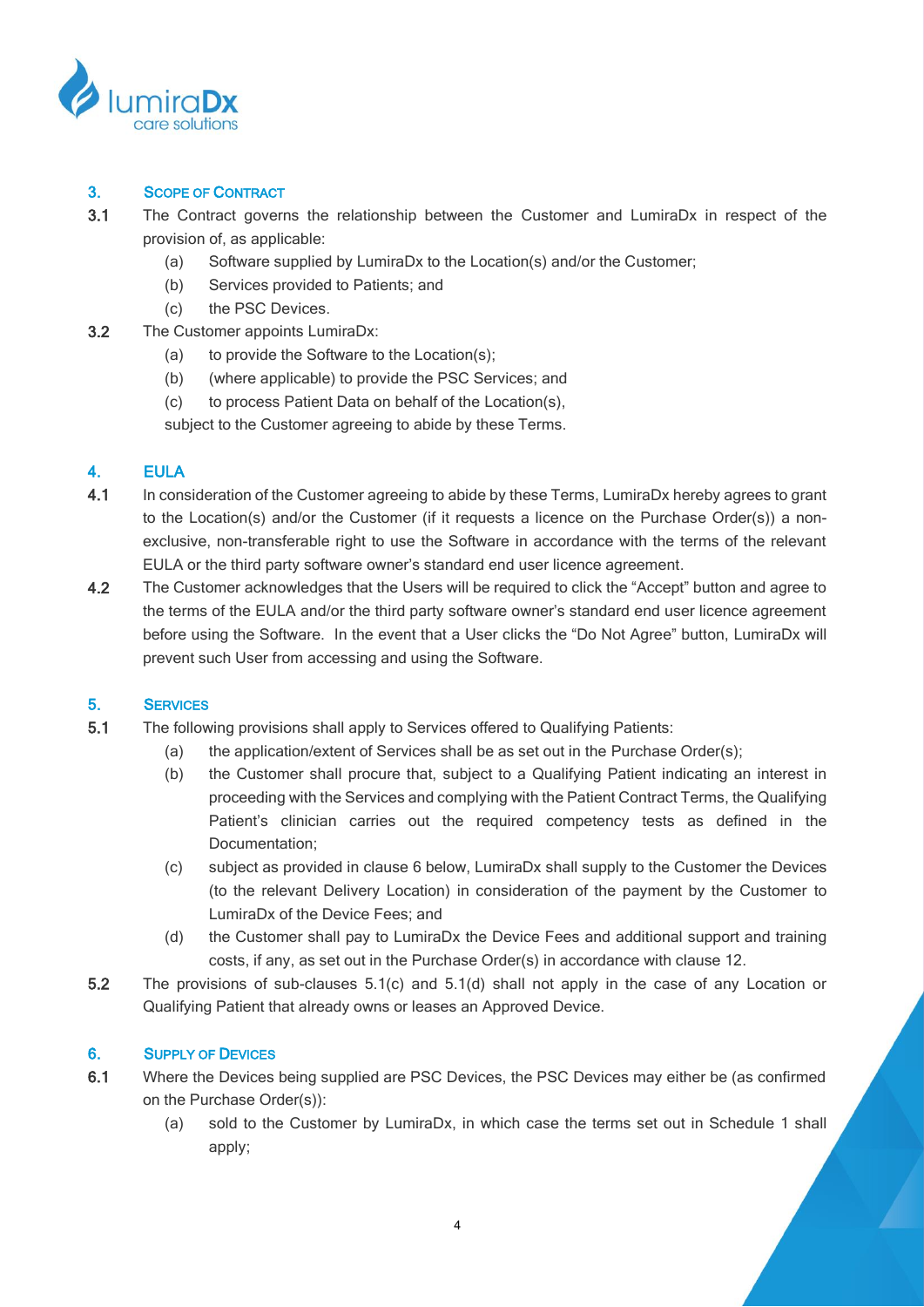## 3. Scope of Contract

**3.1** The Contract governs the relationship between the Customer and LumiraDx in respect of the provision of, as applicable:

(a) Software supplied by LumiraDx to the Location(s) and/or the Customer;

(b) Services provided to Patients; and

(c) the PSC Devices.

**3.2** The Customer appoints LumiraDx:

(a) to provide the Software to the Location(s);

(b) (where applicable) to provide the PSC Services; and

(c) to process Patient Data on behalf of the Location(s),

subject to the Customer agreeing to abide by these Terms.

## 4. EULA

**4.1** In consideration of the Customer agreeing to abide by these Terms, LumiraDx hereby agrees to grant to the Location(s) and/or the Customer (if it requests a licence on the Purchase Order(s)) a non-exclusive, non-transferable right to use the Software in accordance with the terms of the relevant EULA or the third party software owner's standard end user licence agreement.

**4.2** The Customer acknowledges that the Users will be required to click the "Accept" button and agree to the terms of the EULA and/or the third party software owner's standard end user licence agreement before using the Software. In the event that a User clicks the "Do Not Agree" button, LumiraDx will prevent such User from accessing and using the Software.

## 5. Services

**5.1** The following provisions shall apply to Services offered to Qualifying Patients:

(a) the application/extent of Services shall be as set out in the Purchase Order(s);

(b) the Customer shall procure that, subject to a Qualifying Patient indicating an interest in proceeding with the Services and complying with the Patient Contract Terms, the Qualifying Patient's clinician carries out the required competency tests as defined in the Documentation;

(c) subject as provided in clause 6 below, LumiraDx shall supply to the Customer the Devices (to the relevant Delivery Location) in consideration of the payment by the Customer to LumiraDx of the Device Fees; and

(d) the Customer shall pay to LumiraDx the Device Fees and additional support and training costs, if any, as set out in the Purchase Order(s) in accordance with clause 12.

**5.2** The provisions of sub-clauses 5.1(c) and 5.1(d) shall not apply in the case of any Location or Qualifying Patient that already owns or leases an Approved Device.

## 6. Supply of Devices

**6.1** Where the Devices being supplied are PSC Devices, the PSC Devices may either be (as confirmed on the Purchase Order(s)):

(a) sold to the Customer by LumiraDx, in which case the terms set out in Schedule 1 shall apply;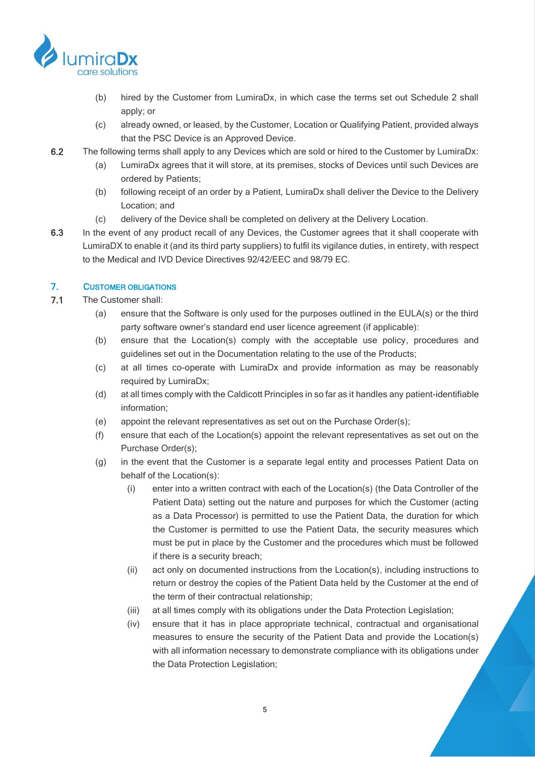(b) hired by the Customer from LumiraDx, in which case the terms set out Schedule 2 shall apply; or

(c) already owned, or leased, by the Customer, Location or Qualifying Patient, provided always that the PSC Device is an Approved Device.

**6.2** The following terms shall apply to any Devices which are sold or hired to the Customer by LumiraDx:

(a) LumiraDx agrees that it will store, at its premises, stocks of Devices until such Devices are ordered by Patients;

(b) following receipt of an order by a Patient, LumiraDx shall deliver the Device to the Delivery Location; and

(c) delivery of the Device shall be completed on delivery at the Delivery Location.

**6.3** In the event of any product recall of any Devices, the Customer agrees that it shall cooperate with LumiraDX to enable it (and its third party suppliers) to fulfil its vigilance duties, in entirety, with respect to the Medical and IVD Device Directives 92/42/EEC and 98/79 EC.

## 7. CUSTOMER OBLIGATIONS

**7.1** The Customer shall:

(a) ensure that the Software is only used for the purposes outlined in the EULA(s) or the third party software owner's standard end user licence agreement (if applicable):

(b) ensure that the Location(s) comply with the acceptable use policy, procedures and guidelines set out in the Documentation relating to the use of the Products;

(c) at all times co-operate with LumiraDx and provide information as may be reasonably required by LumiraDx;

(d) at all times comply with the Caldicott Principles in so far as it handles any patient-identifiable information;

(e) appoint the relevant representatives as set out on the Purchase Order(s);

(f) ensure that each of the Location(s) appoint the relevant representatives as set out on the Purchase Order(s);

(g) in the event that the Customer is a separate legal entity and processes Patient Data on behalf of the Location(s):

(i) enter into a written contract with each of the Location(s) (the Data Controller of the Patient Data) setting out the nature and purposes for which the Customer (acting as a Data Processor) is permitted to use the Patient Data, the duration for which the Customer is permitted to use the Patient Data, the security measures which must be put in place by the Customer and the procedures which must be followed if there is a security breach;

(ii) act only on documented instructions from the Location(s), including instructions to return or destroy the copies of the Patient Data held by the Customer at the end of the term of their contractual relationship;

(iii) at all times comply with its obligations under the Data Protection Legislation;

(iv) ensure that it has in place appropriate technical, contractual and organisational measures to ensure the security of the Patient Data and provide the Location(s) with all information necessary to demonstrate compliance with its obligations under the Data Protection Legislation;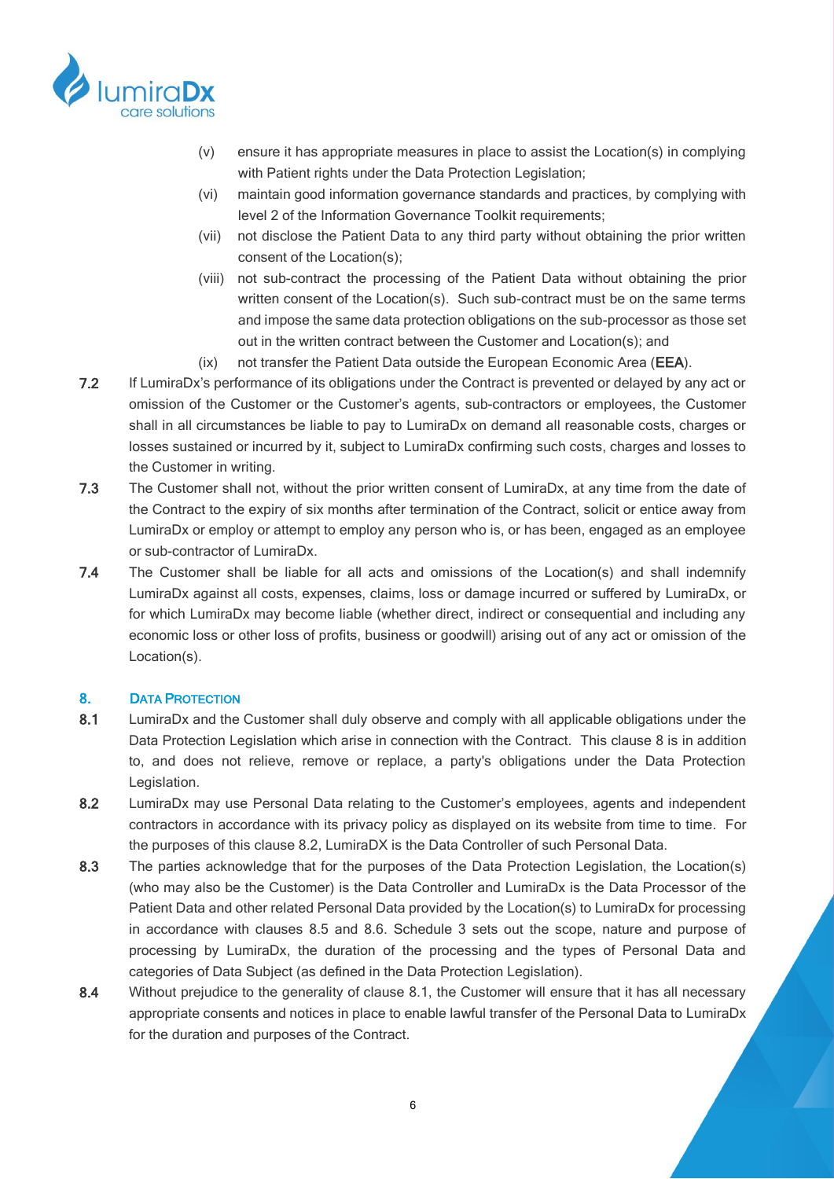(v) ensure it has appropriate measures in place to assist the Location(s) in complying with Patient rights under the Data Protection Legislation;

(vi) maintain good information governance standards and practices, by complying with level 2 of the Information Governance Toolkit requirements;

(vii) not disclose the Patient Data to any third party without obtaining the prior written consent of the Location(s);

(viii) not sub-contract the processing of the Patient Data without obtaining the prior written consent of the Location(s). Such sub-contract must be on the same terms and impose the same data protection obligations on the sub-processor as those set out in the written contract between the Customer and Location(s); and

(ix) not transfer the Patient Data outside the European Economic Area (**EEA**).

**7.2** If LumiraDx's performance of its obligations under the Contract is prevented or delayed by any act or omission of the Customer or the Customer's agents, sub-contractors or employees, the Customer shall in all circumstances be liable to pay to LumiraDx on demand all reasonable costs, charges or losses sustained or incurred by it, subject to LumiraDx confirming such costs, charges and losses to the Customer in writing.

**7.3** The Customer shall not, without the prior written consent of LumiraDx, at any time from the date of the Contract to the expiry of six months after termination of the Contract, solicit or entice away from LumiraDx or employ or attempt to employ any person who is, or has been, engaged as an employee or sub-contractor of LumiraDx.

**7.4** The Customer shall be liable for all acts and omissions of the Location(s) and shall indemnify LumiraDx against all costs, expenses, claims, loss or damage incurred or suffered by LumiraDx, or for which LumiraDx may become liable (whether direct, indirect or consequential and including any economic loss or other loss of profits, business or goodwill) arising out of any act or omission of the Location(s).

## 8. DATA PROTECTION

**8.1** LumiraDx and the Customer shall duly observe and comply with all applicable obligations under the Data Protection Legislation which arise in connection with the Contract. This clause 8 is in addition to, and does not relieve, remove or replace, a party's obligations under the Data Protection Legislation.

**8.2** LumiraDx may use Personal Data relating to the Customer's employees, agents and independent contractors in accordance with its privacy policy as displayed on its website from time to time. For the purposes of this clause 8.2, LumiraDX is the Data Controller of such Personal Data.

**8.3** The parties acknowledge that for the purposes of the Data Protection Legislation, the Location(s) (who may also be the Customer) is the Data Controller and LumiraDx is the Data Processor of the Patient Data and other related Personal Data provided by the Location(s) to LumiraDx for processing in accordance with clauses 8.5 and 8.6. Schedule 3 sets out the scope, nature and purpose of processing by LumiraDx, the duration of the processing and the types of Personal Data and categories of Data Subject (as defined in the Data Protection Legislation).

**8.4** Without prejudice to the generality of clause 8.1, the Customer will ensure that it has all necessary appropriate consents and notices in place to enable lawful transfer of the Personal Data to LumiraDx for the duration and purposes of the Contract.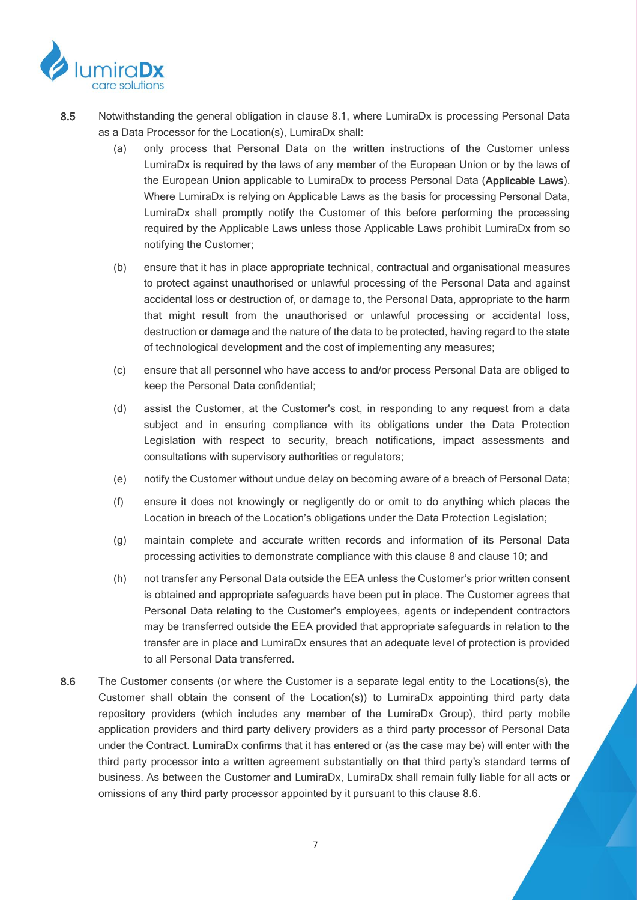**8.5** Notwithstanding the general obligation in clause 8.1, where LumiraDx is processing Personal Data as a Data Processor for the Location(s), LumiraDx shall:

(a) only process that Personal Data on the written instructions of the Customer unless LumiraDx is required by the laws of any member of the European Union or by the laws of the European Union applicable to LumiraDx to process Personal Data (**Applicable Laws**). Where LumiraDx is relying on Applicable Laws as the basis for processing Personal Data, LumiraDx shall promptly notify the Customer of this before performing the processing required by the Applicable Laws unless those Applicable Laws prohibit LumiraDx from so notifying the Customer;

(b) ensure that it has in place appropriate technical, contractual and organisational measures to protect against unauthorised or unlawful processing of the Personal Data and against accidental loss or destruction of, or damage to, the Personal Data, appropriate to the harm that might result from the unauthorised or unlawful processing or accidental loss, destruction or damage and the nature of the data to be protected, having regard to the state of technological development and the cost of implementing any measures;

(c) ensure that all personnel who have access to and/or process Personal Data are obliged to keep the Personal Data confidential;

(d) assist the Customer, at the Customer's cost, in responding to any request from a data subject and in ensuring compliance with its obligations under the Data Protection Legislation with respect to security, breach notifications, impact assessments and consultations with supervisory authorities or regulators;

(e) notify the Customer without undue delay on becoming aware of a breach of Personal Data;

(f) ensure it does not knowingly or negligently do or omit to do anything which places the Location in breach of the Location's obligations under the Data Protection Legislation;

(g) maintain complete and accurate written records and information of its Personal Data processing activities to demonstrate compliance with this clause 8 and clause 10; and

(h) not transfer any Personal Data outside the EEA unless the Customer's prior written consent is obtained and appropriate safeguards have been put in place. The Customer agrees that Personal Data relating to the Customer's employees, agents or independent contractors may be transferred outside the EEA provided that appropriate safeguards in relation to the transfer are in place and LumiraDx ensures that an adequate level of protection is provided to all Personal Data transferred.

**8.6** The Customer consents (or where the Customer is a separate legal entity to the Locations(s), the Customer shall obtain the consent of the Location(s)) to LumiraDx appointing third party data repository providers (which includes any member of the LumiraDx Group), third party mobile application providers and third party delivery providers as a third party processor of Personal Data under the Contract. LumiraDx confirms that it has entered or (as the case may be) will enter with the third party processor into a written agreement substantially on that third party's standard terms of business. As between the Customer and LumiraDx, LumiraDx shall remain fully liable for all acts or omissions of any third party processor appointed by it pursuant to this clause 8.6.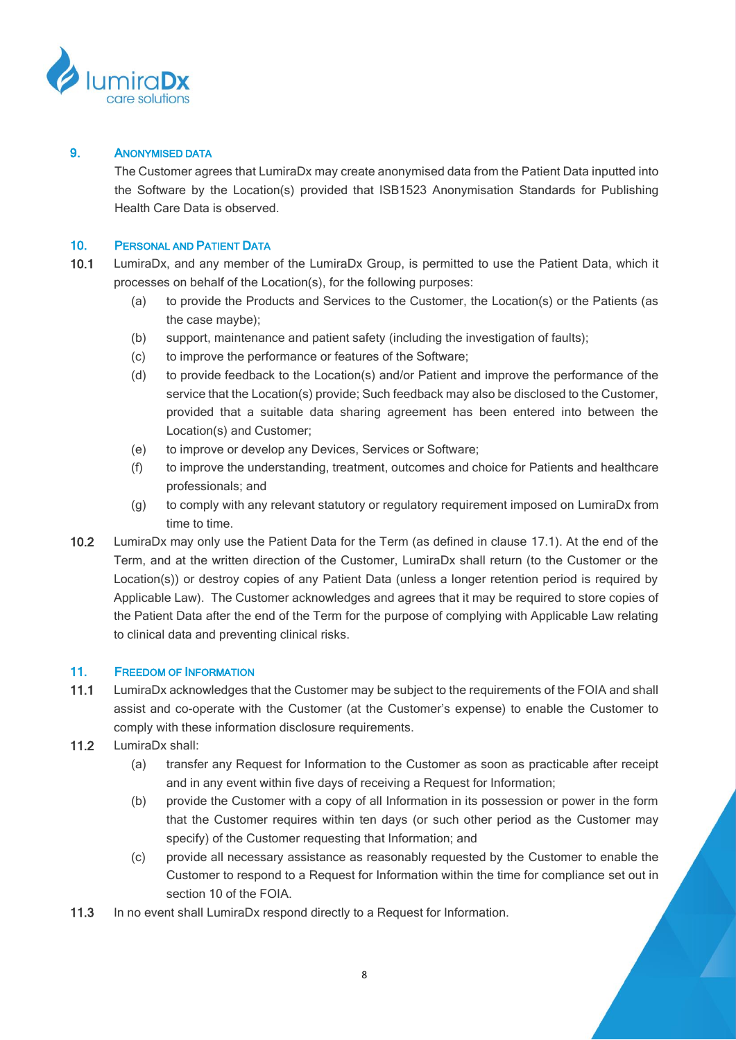## 9. ANONYMISED DATA

The Customer agrees that LumiraDx may create anonymised data from the Patient Data inputted into the Software by the Location(s) provided that ISB1523 Anonymisation Standards for Publishing Health Care Data is observed.

## 10. PERSONAL AND PATIENT DATA

**10.1** LumiraDx, and any member of the LumiraDx Group, is permitted to use the Patient Data, which it processes on behalf of the Location(s), for the following purposes:

- (a) to provide the Products and Services to the Customer, the Location(s) or the Patients (as the case maybe);
- (b) support, maintenance and patient safety (including the investigation of faults);
- (c) to improve the performance or features of the Software;
- (d) to provide feedback to the Location(s) and/or Patient and improve the performance of the service that the Location(s) provide; Such feedback may also be disclosed to the Customer, provided that a suitable data sharing agreement has been entered into between the Location(s) and Customer;
- (e) to improve or develop any Devices, Services or Software;
- (f) to improve the understanding, treatment, outcomes and choice for Patients and healthcare professionals; and
- (g) to comply with any relevant statutory or regulatory requirement imposed on LumiraDx from time to time.

**10.2** LumiraDx may only use the Patient Data for the Term (as defined in clause 17.1). At the end of the Term, and at the written direction of the Customer, LumiraDx shall return (to the Customer or the Location(s)) or destroy copies of any Patient Data (unless a longer retention period is required by Applicable Law). The Customer acknowledges and agrees that it may be required to store copies of the Patient Data after the end of the Term for the purpose of complying with Applicable Law relating to clinical data and preventing clinical risks.

## 11. FREEDOM OF INFORMATION

**11.1** LumiraDx acknowledges that the Customer may be subject to the requirements of the FOIA and shall assist and co-operate with the Customer (at the Customer's expense) to enable the Customer to comply with these information disclosure requirements.

**11.2** LumiraDx shall:

- (a) transfer any Request for Information to the Customer as soon as practicable after receipt and in any event within five days of receiving a Request for Information;
- (b) provide the Customer with a copy of all Information in its possession or power in the form that the Customer requires within ten days (or such other period as the Customer may specify) of the Customer requesting that Information; and
- (c) provide all necessary assistance as reasonably requested by the Customer to enable the Customer to respond to a Request for Information within the time for compliance set out in section 10 of the FOIA.

**11.3** In no event shall LumiraDx respond directly to a Request for Information.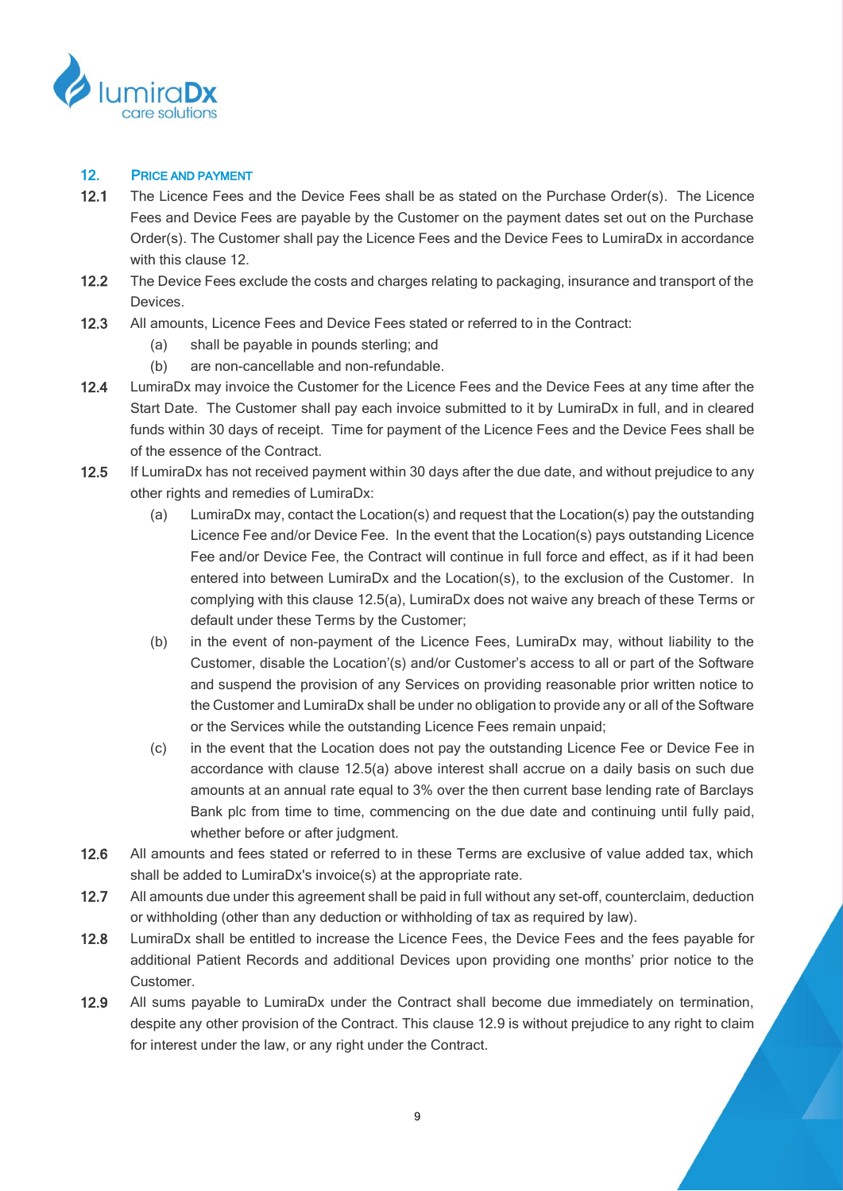## 12. PRICE AND PAYMENT

**12.1** The Licence Fees and the Device Fees shall be as stated on the Purchase Order(s). The Licence Fees and Device Fees are payable by the Customer on the payment dates set out on the Purchase Order(s). The Customer shall pay the Licence Fees and the Device Fees to LumiraDx in accordance with this clause 12.

**12.2** The Device Fees exclude the costs and charges relating to packaging, insurance and transport of the Devices.

**12.3** All amounts, Licence Fees and Device Fees stated or referred to in the Contract:

- (a) shall be payable in pounds sterling; and
- (b) are non-cancellable and non-refundable.

**12.4** LumiraDx may invoice the Customer for the Licence Fees and the Device Fees at any time after the Start Date. The Customer shall pay each invoice submitted to it by LumiraDx in full, and in cleared funds within 30 days of receipt. Time for payment of the Licence Fees and the Device Fees shall be of the essence of the Contract.

**12.5** If LumiraDx has not received payment within 30 days after the due date, and without prejudice to any other rights and remedies of LumiraDx:

- (a) LumiraDx may, contact the Location(s) and request that the Location(s) pay the outstanding Licence Fee and/or Device Fee. In the event that the Location(s) pays outstanding Licence Fee and/or Device Fee, the Contract will continue in full force and effect, as if it had been entered into between LumiraDx and the Location(s), to the exclusion of the Customer. In complying with this clause 12.5(a), LumiraDx does not waive any breach of these Terms or default under these Terms by the Customer;
- (b) in the event of non-payment of the Licence Fees, LumiraDx may, without liability to the Customer, disable the Location'(s) and/or Customer's access to all or part of the Software and suspend the provision of any Services on providing reasonable prior written notice to the Customer and LumiraDx shall be under no obligation to provide any or all of the Software or the Services while the outstanding Licence Fees remain unpaid;
- (c) in the event that the Location does not pay the outstanding Licence Fee or Device Fee in accordance with clause 12.5(a) above interest shall accrue on a daily basis on such due amounts at an annual rate equal to 3% over the then current base lending rate of Barclays Bank plc from time to time, commencing on the due date and continuing until fully paid, whether before or after judgment.

**12.6** All amounts and fees stated or referred to in these Terms are exclusive of value added tax, which shall be added to LumiraDx's invoice(s) at the appropriate rate.

**12.7** All amounts due under this agreement shall be paid in full without any set-off, counterclaim, deduction or withholding (other than any deduction or withholding of tax as required by law).

**12.8** LumiraDx shall be entitled to increase the Licence Fees, the Device Fees and the fees payable for additional Patient Records and additional Devices upon providing one months' prior notice to the Customer.

**12.9** All sums payable to LumiraDx under the Contract shall become due immediately on termination, despite any other provision of the Contract. This clause 12.9 is without prejudice to any right to claim for interest under the law, or any right under the Contract.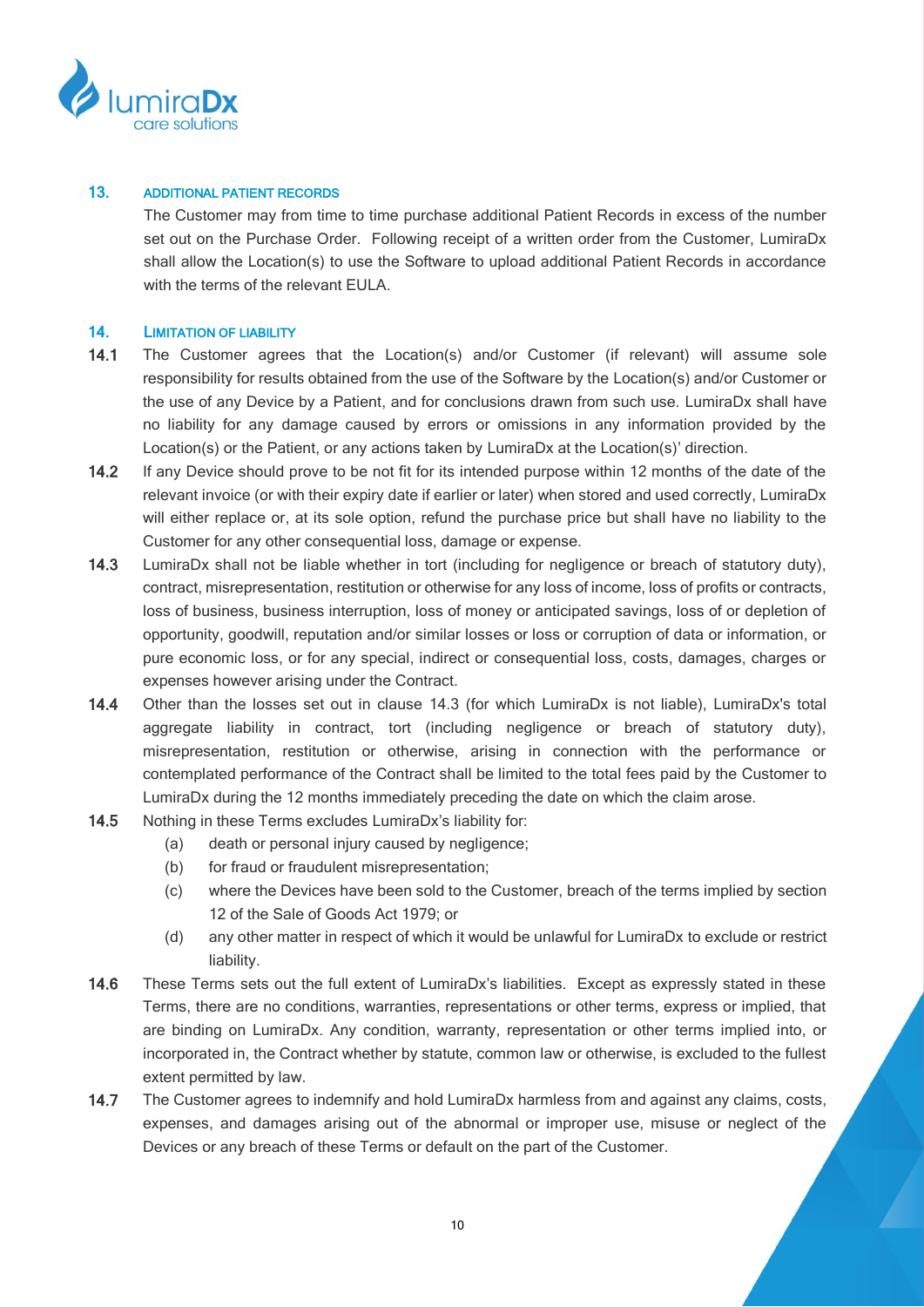## 13. ADDITIONAL PATIENT RECORDS

The Customer may from time to time purchase additional Patient Records in excess of the number set out on the Purchase Order. Following receipt of a written order from the Customer, LumiraDx shall allow the Location(s) to use the Software to upload additional Patient Records in accordance with the terms of the relevant EULA.

## 14. LIMITATION OF LIABILITY

**14.1** The Customer agrees that the Location(s) and/or Customer (if relevant) will assume sole responsibility for results obtained from the use of the Software by the Location(s) and/or Customer or the use of any Device by a Patient, and for conclusions drawn from such use. LumiraDx shall have no liability for any damage caused by errors or omissions in any information provided by the Location(s) or the Patient, or any actions taken by LumiraDx at the Location(s)' direction.

**14.2** If any Device should prove to be not fit for its intended purpose within 12 months of the date of the relevant invoice (or with their expiry date if earlier or later) when stored and used correctly, LumiraDx will either replace or, at its sole option, refund the purchase price but shall have no liability to the Customer for any other consequential loss, damage or expense.

**14.3** LumiraDx shall not be liable whether in tort (including for negligence or breach of statutory duty), contract, misrepresentation, restitution or otherwise for any loss of income, loss of profits or contracts, loss of business, business interruption, loss of money or anticipated savings, loss of or depletion of opportunity, goodwill, reputation and/or similar losses or loss or corruption of data or information, or pure economic loss, or for any special, indirect or consequential loss, costs, damages, charges or expenses however arising under the Contract.

**14.4** Other than the losses set out in clause 14.3 (for which LumiraDx is not liable), LumiraDx's total aggregate liability in contract, tort (including negligence or breach of statutory duty), misrepresentation, restitution or otherwise, arising in connection with the performance or contemplated performance of the Contract shall be limited to the total fees paid by the Customer to LumiraDx during the 12 months immediately preceding the date on which the claim arose.

**14.5** Nothing in these Terms excludes LumiraDx's liability for:

(a) death or personal injury caused by negligence;

(b) for fraud or fraudulent misrepresentation;

(c) where the Devices have been sold to the Customer, breach of the terms implied by section 12 of the Sale of Goods Act 1979; or

(d) any other matter in respect of which it would be unlawful for LumiraDx to exclude or restrict liability.

**14.6** These Terms sets out the full extent of LumiraDx's liabilities. Except as expressly stated in these Terms, there are no conditions, warranties, representations or other terms, express or implied, that are binding on LumiraDx. Any condition, warranty, representation or other terms implied into, or incorporated in, the Contract whether by statute, common law or otherwise, is excluded to the fullest extent permitted by law.

**14.7** The Customer agrees to indemnify and hold LumiraDx harmless from and against any claims, costs, expenses, and damages arising out of the abnormal or improper use, misuse or neglect of the Devices or any breach of these Terms or default on the part of the Customer.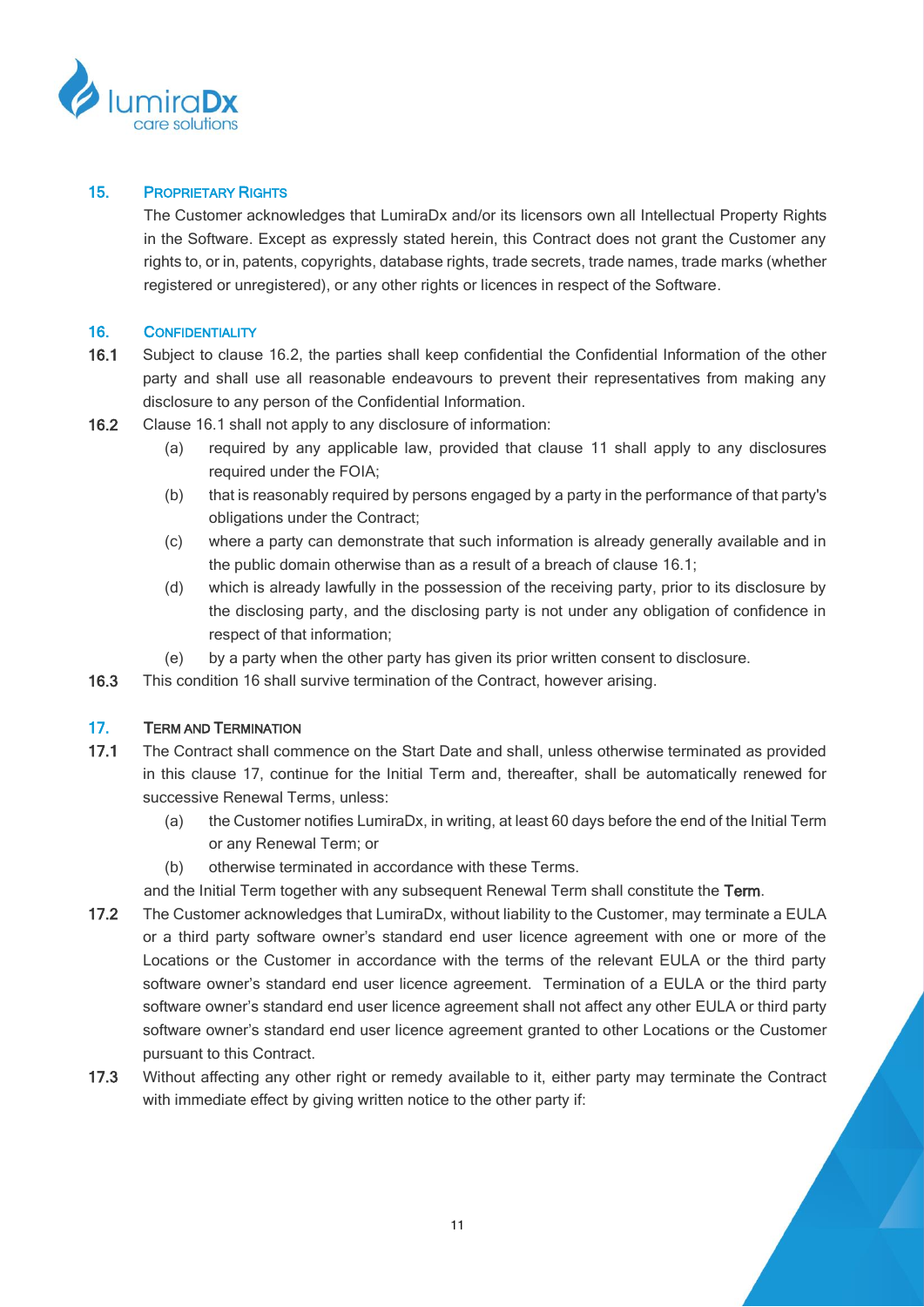## 15. PROPRIETARY RIGHTS

The Customer acknowledges that LumiraDx and/or its licensors own all Intellectual Property Rights in the Software. Except as expressly stated herein, this Contract does not grant the Customer any rights to, or in, patents, copyrights, database rights, trade secrets, trade names, trade marks (whether registered or unregistered), or any other rights or licences in respect of the Software.

## 16. CONFIDENTIALITY

**16.1** Subject to clause 16.2, the parties shall keep confidential the Confidential Information of the other party and shall use all reasonable endeavours to prevent their representatives from making any disclosure to any person of the Confidential Information.

**16.2** Clause 16.1 shall not apply to any disclosure of information:

- (a) required by any applicable law, provided that clause 11 shall apply to any disclosures required under the FOIA;
- (b) that is reasonably required by persons engaged by a party in the performance of that party's obligations under the Contract;
- (c) where a party can demonstrate that such information is already generally available and in the public domain otherwise than as a result of a breach of clause 16.1;
- (d) which is already lawfully in the possession of the receiving party, prior to its disclosure by the disclosing party, and the disclosing party is not under any obligation of confidence in respect of that information;
- (e) by a party when the other party has given its prior written consent to disclosure.

**16.3** This condition 16 shall survive termination of the Contract, however arising.

## 17. TERM AND TERMINATION

**17.1** The Contract shall commence on the Start Date and shall, unless otherwise terminated as provided in this clause 17, continue for the Initial Term and, thereafter, shall be automatically renewed for successive Renewal Terms, unless:

- (a) the Customer notifies LumiraDx, in writing, at least 60 days before the end of the Initial Term or any Renewal Term; or
- (b) otherwise terminated in accordance with these Terms.

and the Initial Term together with any subsequent Renewal Term shall constitute the **Term**.

**17.2** The Customer acknowledges that LumiraDx, without liability to the Customer, may terminate a EULA or a third party software owner's standard end user licence agreement with one or more of the Locations or the Customer in accordance with the terms of the relevant EULA or the third party software owner's standard end user licence agreement. Termination of a EULA or the third party software owner's standard end user licence agreement shall not affect any other EULA or third party software owner's standard end user licence agreement granted to other Locations or the Customer pursuant to this Contract.

**17.3** Without affecting any other right or remedy available to it, either party may terminate the Contract with immediate effect by giving written notice to the other party if: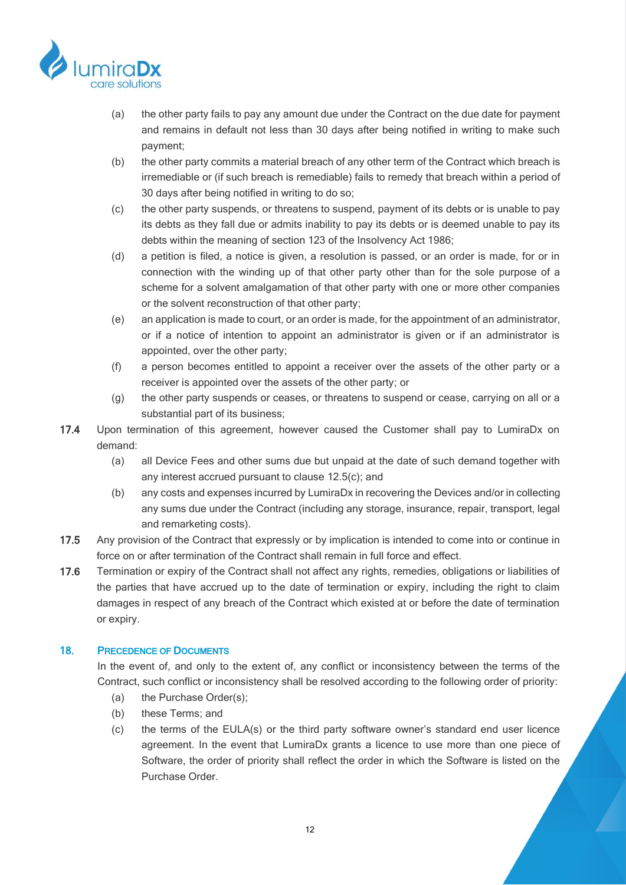(a) the other party fails to pay any amount due under the Contract on the due date for payment and remains in default not less than 30 days after being notified in writing to make such payment;

(b) the other party commits a material breach of any other term of the Contract which breach is irremediable or (if such breach is remediable) fails to remedy that breach within a period of 30 days after being notified in writing to do so;

(c) the other party suspends, or threatens to suspend, payment of its debts or is unable to pay its debts as they fall due or admits inability to pay its debts or is deemed unable to pay its debts within the meaning of section 123 of the Insolvency Act 1986;

(d) a petition is filed, a notice is given, a resolution is passed, or an order is made, for or in connection with the winding up of that other party other than for the sole purpose of a scheme for a solvent amalgamation of that other party with one or more other companies or the solvent reconstruction of that other party;

(e) an application is made to court, or an order is made, for the appointment of an administrator, or if a notice of intention to appoint an administrator is given or if an administrator is appointed, over the other party;

(f) a person becomes entitled to appoint a receiver over the assets of the other party or a receiver is appointed over the assets of the other party; or

(g) the other party suspends or ceases, or threatens to suspend or cease, carrying on all or a substantial part of its business;

**17.4** Upon termination of this agreement, however caused the Customer shall pay to LumiraDx on demand:

(a) all Device Fees and other sums due but unpaid at the date of such demand together with any interest accrued pursuant to clause 12.5(c); and

(b) any costs and expenses incurred by LumiraDx in recovering the Devices and/or in collecting any sums due under the Contract (including any storage, insurance, repair, transport, legal and remarketing costs).

**17.5** Any provision of the Contract that expressly or by implication is intended to come into or continue in force on or after termination of the Contract shall remain in full force and effect.

**17.6** Termination or expiry of the Contract shall not affect any rights, remedies, obligations or liabilities of the parties that have accrued up to the date of termination or expiry, including the right to claim damages in respect of any breach of the Contract which existed at or before the date of termination or expiry.

## 18. PRECEDENCE OF DOCUMENTS

In the event of, and only to the extent of, any conflict or inconsistency between the terms of the Contract, such conflict or inconsistency shall be resolved according to the following order of priority:

(a) the Purchase Order(s);

(b) these Terms; and

(c) the terms of the EULA(s) or the third party software owner's standard end user licence agreement. In the event that LumiraDx grants a licence to use more than one piece of Software, the order of priority shall reflect the order in which the Software is listed on the Purchase Order.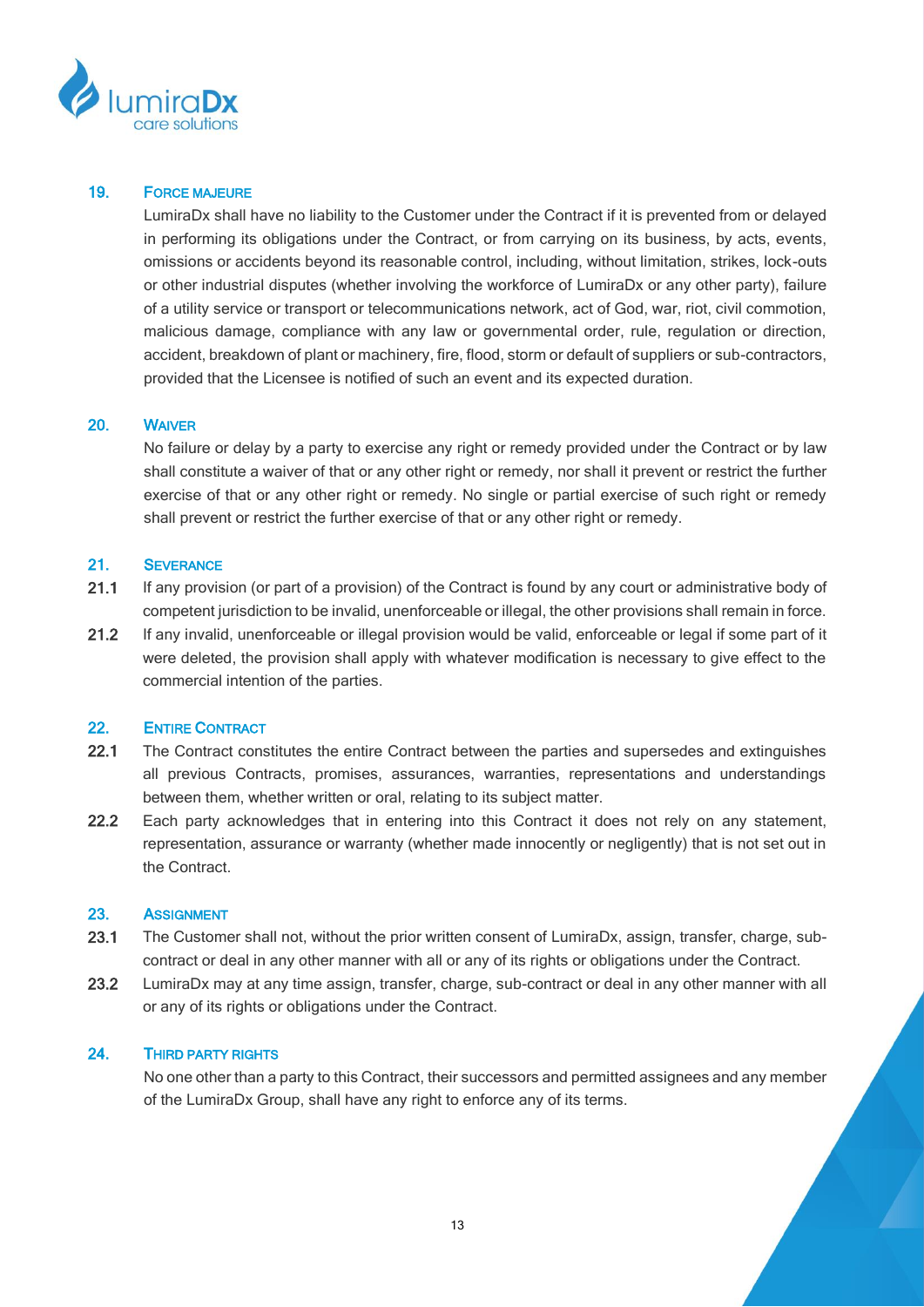## 19. FORCE MAJEURE

LumiraDx shall have no liability to the Customer under the Contract if it is prevented from or delayed in performing its obligations under the Contract, or from carrying on its business, by acts, events, omissions or accidents beyond its reasonable control, including, without limitation, strikes, lock-outs or other industrial disputes (whether involving the workforce of LumiraDx or any other party), failure of a utility service or transport or telecommunications network, act of God, war, riot, civil commotion, malicious damage, compliance with any law or governmental order, rule, regulation or direction, accident, breakdown of plant or machinery, fire, flood, storm or default of suppliers or sub-contractors, provided that the Licensee is notified of such an event and its expected duration.

## 20. WAIVER

No failure or delay by a party to exercise any right or remedy provided under the Contract or by law shall constitute a waiver of that or any other right or remedy, nor shall it prevent or restrict the further exercise of that or any other right or remedy. No single or partial exercise of such right or remedy shall prevent or restrict the further exercise of that or any other right or remedy.

## 21. SEVERANCE

**21.1** If any provision (or part of a provision) of the Contract is found by any court or administrative body of competent jurisdiction to be invalid, unenforceable or illegal, the other provisions shall remain in force.

**21.2** If any invalid, unenforceable or illegal provision would be valid, enforceable or legal if some part of it were deleted, the provision shall apply with whatever modification is necessary to give effect to the commercial intention of the parties.

## 22. ENTIRE CONTRACT

**22.1** The Contract constitutes the entire Contract between the parties and supersedes and extinguishes all previous Contracts, promises, assurances, warranties, representations and understandings between them, whether written or oral, relating to its subject matter.

**22.2** Each party acknowledges that in entering into this Contract it does not rely on any statement, representation, assurance or warranty (whether made innocently or negligently) that is not set out in the Contract.

## 23. ASSIGNMENT

**23.1** The Customer shall not, without the prior written consent of LumiraDx, assign, transfer, charge, sub-contract or deal in any other manner with all or any of its rights or obligations under the Contract.

**23.2** LumiraDx may at any time assign, transfer, charge, sub-contract or deal in any other manner with all or any of its rights or obligations under the Contract.

## 24. THIRD PARTY RIGHTS

No one other than a party to this Contract, their successors and permitted assignees and any member of the LumiraDx Group, shall have any right to enforce any of its terms.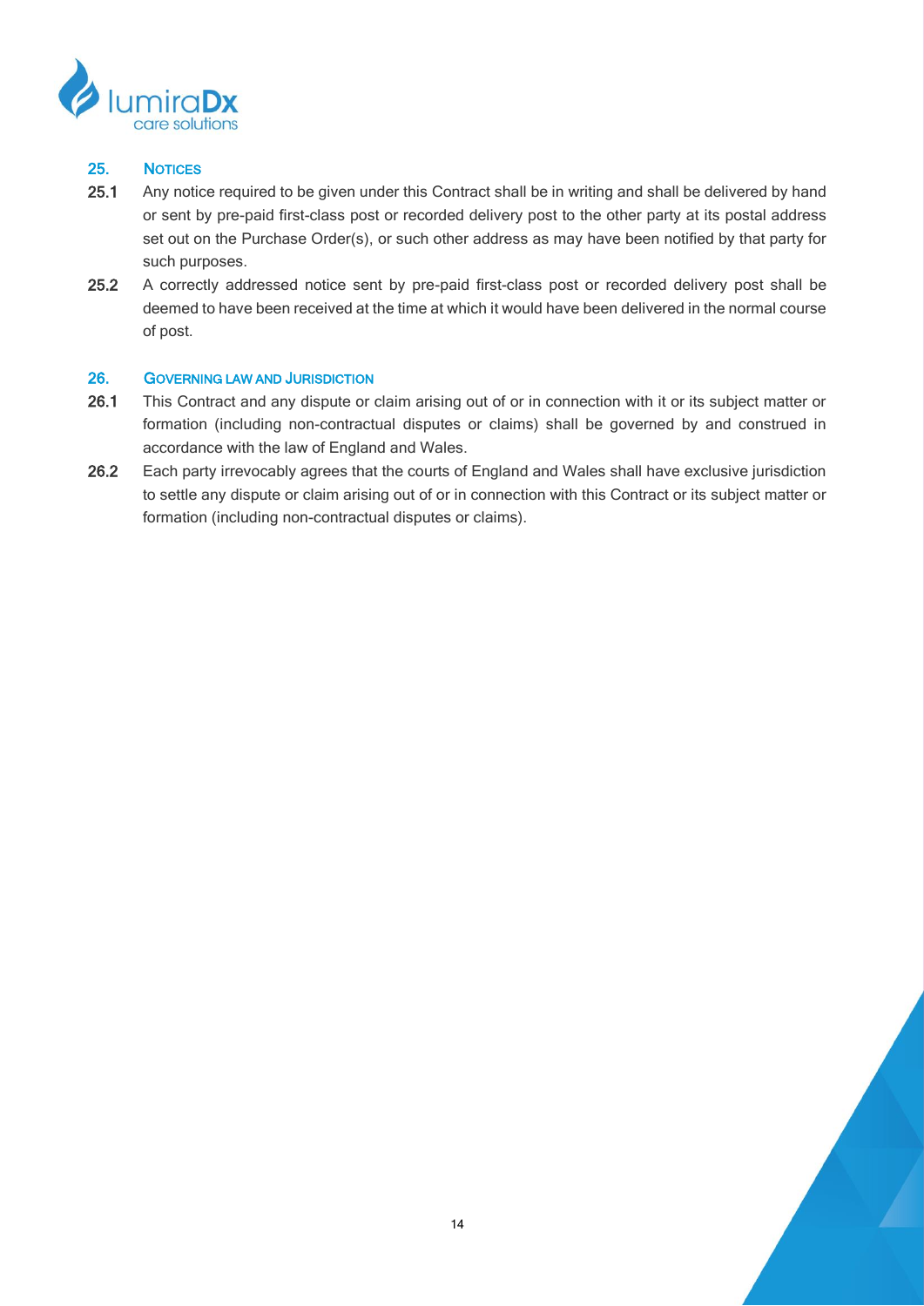## 25. NOTICES

**25.1** Any notice required to be given under this Contract shall be in writing and shall be delivered by hand or sent by pre-paid first-class post or recorded delivery post to the other party at its postal address set out on the Purchase Order(s), or such other address as may have been notified by that party for such purposes.

**25.2** A correctly addressed notice sent by pre-paid first-class post or recorded delivery post shall be deemed to have been received at the time at which it would have been delivered in the normal course of post.

## 26. GOVERNING LAW AND JURISDICTION

**26.1** This Contract and any dispute or claim arising out of or in connection with it or its subject matter or formation (including non-contractual disputes or claims) shall be governed by and construed in accordance with the law of England and Wales.

**26.2** Each party irrevocably agrees that the courts of England and Wales shall have exclusive jurisdiction to settle any dispute or claim arising out of or in connection with this Contract or its subject matter or formation (including non-contractual disputes or claims).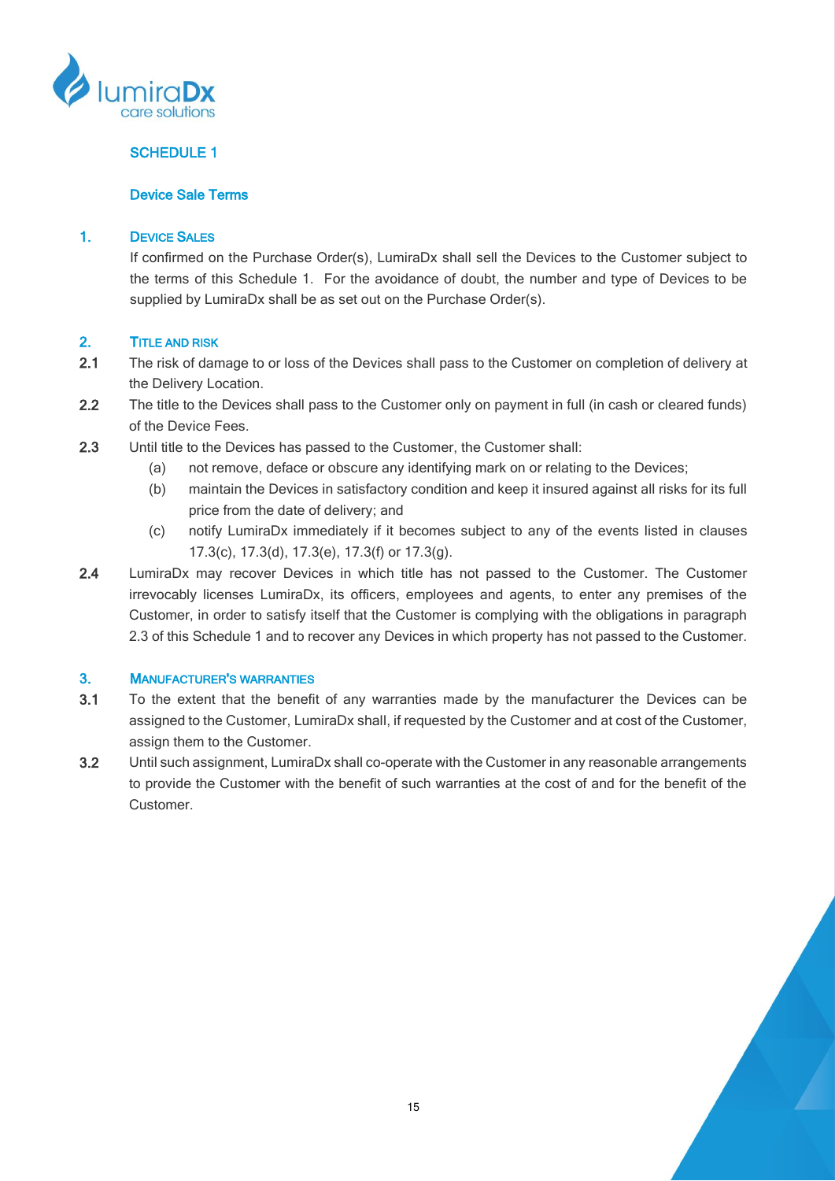## SCHEDULE 1

### Device Sale Terms

**1. DEVICE SALES**

If confirmed on the Purchase Order(s), LumiraDx shall sell the Devices to the Customer subject to the terms of this Schedule 1. For the avoidance of doubt, the number and type of Devices to be supplied by LumiraDx shall be as set out on the Purchase Order(s).

**2. TITLE AND RISK**

**2.1** The risk of damage to or loss of the Devices shall pass to the Customer on completion of delivery at the Delivery Location.

**2.2** The title to the Devices shall pass to the Customer only on payment in full (in cash or cleared funds) of the Device Fees.

**2.3** Until title to the Devices has passed to the Customer, the Customer shall:

(a) not remove, deface or obscure any identifying mark on or relating to the Devices;

(b) maintain the Devices in satisfactory condition and keep it insured against all risks for its full price from the date of delivery; and

(c) notify LumiraDx immediately if it becomes subject to any of the events listed in clauses 17.3(c), 17.3(d), 17.3(e), 17.3(f) or 17.3(g).

**2.4** LumiraDx may recover Devices in which title has not passed to the Customer. The Customer irrevocably licenses LumiraDx, its officers, employees and agents, to enter any premises of the Customer, in order to satisfy itself that the Customer is complying with the obligations in paragraph 2.3 of this Schedule 1 and to recover any Devices in which property has not passed to the Customer.

**3. MANUFACTURER'S WARRANTIES**

**3.1** To the extent that the benefit of any warranties made by the manufacturer the Devices can be assigned to the Customer, LumiraDx shall, if requested by the Customer and at cost of the Customer, assign them to the Customer.

**3.2** Until such assignment, LumiraDx shall co-operate with the Customer in any reasonable arrangements to provide the Customer with the benefit of such warranties at the cost of and for the benefit of the Customer.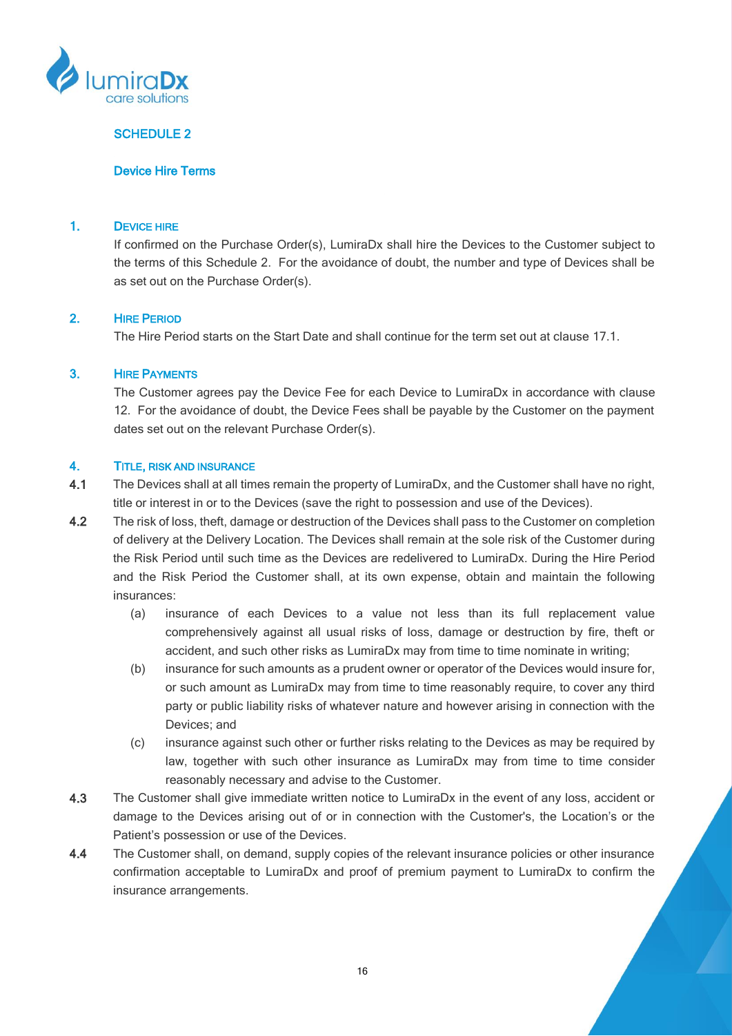## SCHEDULE 2

### Device Hire Terms

**1. DEVICE HIRE**

If confirmed on the Purchase Order(s), LumiraDx shall hire the Devices to the Customer subject to the terms of this Schedule 2. For the avoidance of doubt, the number and type of Devices shall be as set out on the Purchase Order(s).

**2. HIRE PERIOD**

The Hire Period starts on the Start Date and shall continue for the term set out at clause 17.1.

**3. HIRE PAYMENTS**

The Customer agrees pay the Device Fee for each Device to LumiraDx in accordance with clause 12. For the avoidance of doubt, the Device Fees shall be payable by the Customer on the payment dates set out on the relevant Purchase Order(s).

**4. TITLE, RISK AND INSURANCE**

**4.1** The Devices shall at all times remain the property of LumiraDx, and the Customer shall have no right, title or interest in or to the Devices (save the right to possession and use of the Devices).

**4.2** The risk of loss, theft, damage or destruction of the Devices shall pass to the Customer on completion of delivery at the Delivery Location. The Devices shall remain at the sole risk of the Customer during the Risk Period until such time as the Devices are redelivered to LumiraDx. During the Hire Period and the Risk Period the Customer shall, at its own expense, obtain and maintain the following insurances:

(a) insurance of each Devices to a value not less than its full replacement value comprehensively against all usual risks of loss, damage or destruction by fire, theft or accident, and such other risks as LumiraDx may from time to time nominate in writing;

(b) insurance for such amounts as a prudent owner or operator of the Devices would insure for, or such amount as LumiraDx may from time to time reasonably require, to cover any third party or public liability risks of whatever nature and however arising in connection with the Devices; and

(c) insurance against such other or further risks relating to the Devices as may be required by law, together with such other insurance as LumiraDx may from time to time consider reasonably necessary and advise to the Customer.

**4.3** The Customer shall give immediate written notice to LumiraDx in the event of any loss, accident or damage to the Devices arising out of or in connection with the Customer's, the Location's or the Patient's possession or use of the Devices.

**4.4** The Customer shall, on demand, supply copies of the relevant insurance policies or other insurance confirmation acceptable to LumiraDx and proof of premium payment to LumiraDx to confirm the insurance arrangements.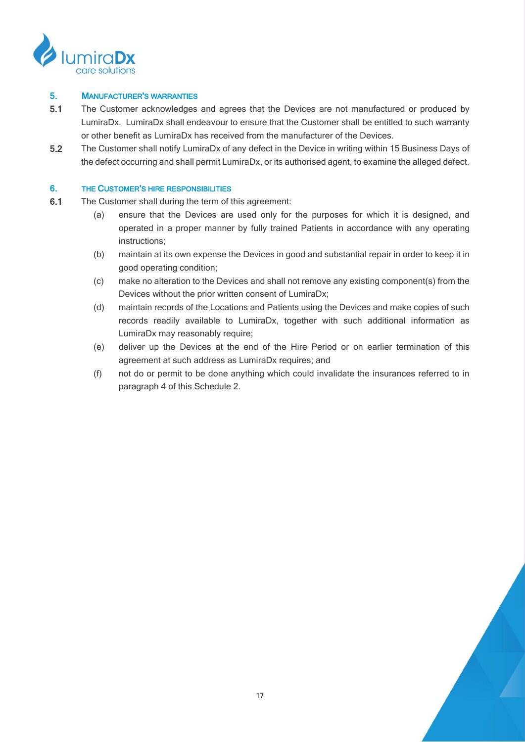## 5. MANUFACTURER'S WARRANTIES

**5.1** The Customer acknowledges and agrees that the Devices are not manufactured or produced by LumiraDx. LumiraDx shall endeavour to ensure that the Customer shall be entitled to such warranty or other benefit as LumiraDx has received from the manufacturer of the Devices.

**5.2** The Customer shall notify LumiraDx of any defect in the Device in writing within 15 Business Days of the defect occurring and shall permit LumiraDx, or its authorised agent, to examine the alleged defect.

## 6. THE CUSTOMER'S HIRE RESPONSIBILITIES

**6.1** The Customer shall during the term of this agreement:

(a) ensure that the Devices are used only for the purposes for which it is designed, and operated in a proper manner by fully trained Patients in accordance with any operating instructions;

(b) maintain at its own expense the Devices in good and substantial repair in order to keep it in good operating condition;

(c) make no alteration to the Devices and shall not remove any existing component(s) from the Devices without the prior written consent of LumiraDx;

(d) maintain records of the Locations and Patients using the Devices and make copies of such records readily available to LumiraDx, together with such additional information as LumiraDx may reasonably require;

(e) deliver up the Devices at the end of the Hire Period or on earlier termination of this agreement at such address as LumiraDx requires; and

(f) not do or permit to be done anything which could invalidate the insurances referred to in paragraph 4 of this Schedule 2.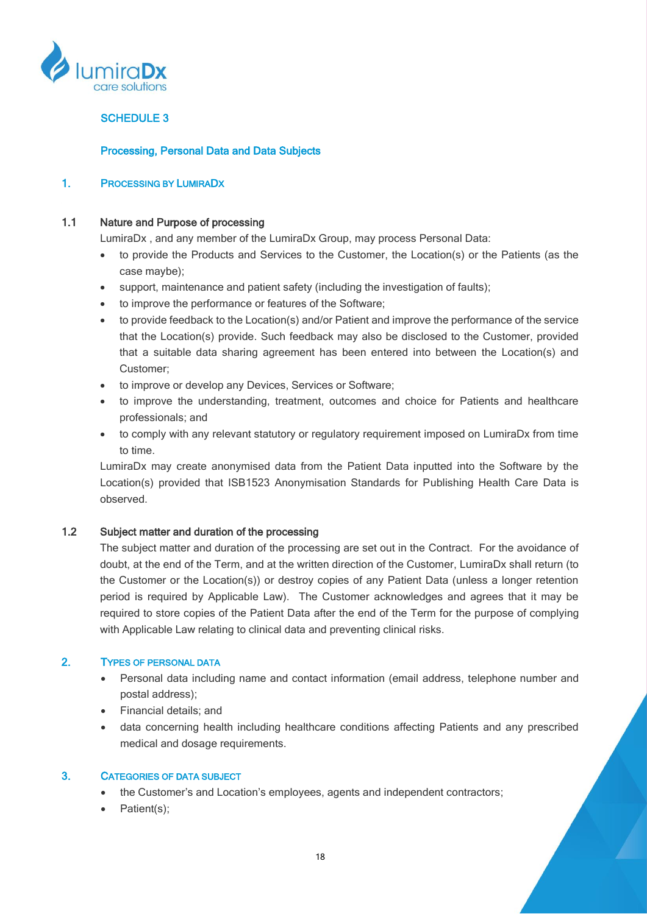## SCHEDULE 3

### Processing, Personal Data and Data Subjects

### 1. PROCESSING BY LUMIRADX

#### 1.1 Nature and Purpose of processing

LumiraDx , and any member of the LumiraDx Group, may process Personal Data:

- to provide the Products and Services to the Customer, the Location(s) or the Patients (as the case maybe);
- support, maintenance and patient safety (including the investigation of faults);
- to improve the performance or features of the Software;
- to provide feedback to the Location(s) and/or Patient and improve the performance of the service that the Location(s) provide. Such feedback may also be disclosed to the Customer, provided that a suitable data sharing agreement has been entered into between the Location(s) and Customer;
- to improve or develop any Devices, Services or Software;
- to improve the understanding, treatment, outcomes and choice for Patients and healthcare professionals; and
- to comply with any relevant statutory or regulatory requirement imposed on LumiraDx from time to time.

LumiraDx may create anonymised data from the Patient Data inputted into the Software by the Location(s) provided that ISB1523 Anonymisation Standards for Publishing Health Care Data is observed.

#### 1.2 Subject matter and duration of the processing

The subject matter and duration of the processing are set out in the Contract. For the avoidance of doubt, at the end of the Term, and at the written direction of the Customer, LumiraDx shall return (to the Customer or the Location(s)) or destroy copies of any Patient Data (unless a longer retention period is required by Applicable Law). The Customer acknowledges and agrees that it may be required to store copies of the Patient Data after the end of the Term for the purpose of complying with Applicable Law relating to clinical data and preventing clinical risks.

### 2. TYPES OF PERSONAL DATA

- Personal data including name and contact information (email address, telephone number and postal address);
- Financial details; and
- data concerning health including healthcare conditions affecting Patients and any prescribed medical and dosage requirements.

### 3. CATEGORIES OF DATA SUBJECT

- the Customer's and Location's employees, agents and independent contractors;
- Patient(s);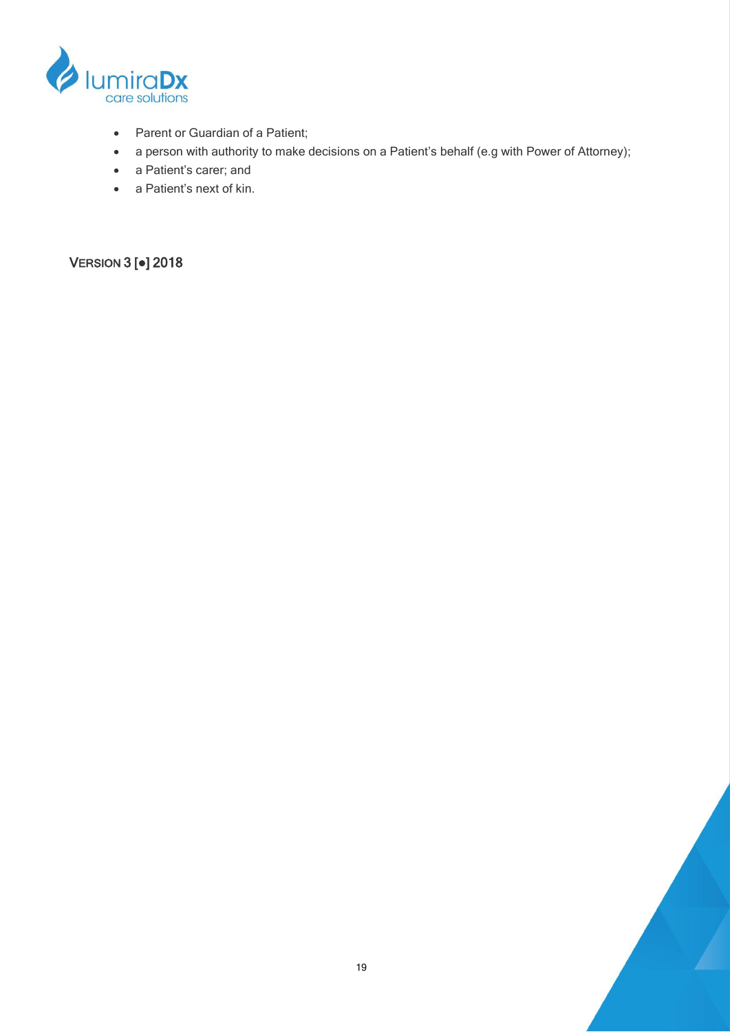- Parent or Guardian of a Patient;
- a person with authority to make decisions on a Patient's behalf (e.g with Power of Attorney);
- a Patient's carer; and
- a Patient's next of kin.

VERSION 3 [●] 2018